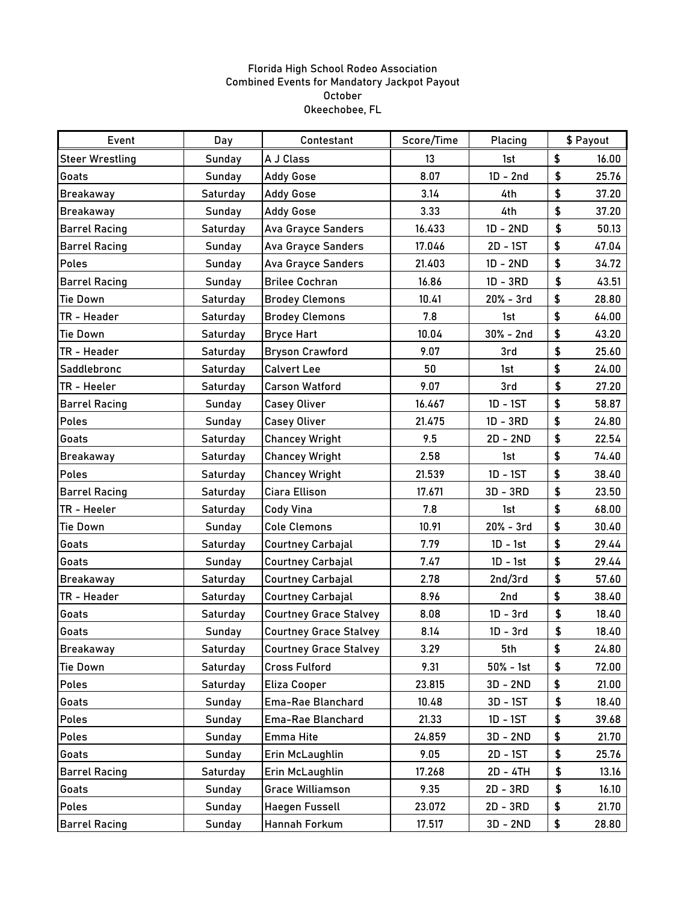Florida High School Rodeo Association
Combined Events for Mandatory Jackpot Payout
October
Okeechobee, FL

| Event | Day | Contestant | Score/Time | Placing | $ Payout |
|---|---|---|---|---|---|
| Steer Wrestling | Sunday | A J Class | 13 | 1st | $ 16.00 |
| Goats | Sunday | Addy Gose | 8.07 | 1D - 2nd | $ 25.76 |
| Breakaway | Saturday | Addy Gose | 3.14 | 4th | $ 37.20 |
| Breakaway | Sunday | Addy Gose | 3.33 | 4th | $ 37.20 |
| Barrel Racing | Saturday | Ava Grayce Sanders | 16.433 | 1D - 2ND | $ 50.13 |
| Barrel Racing | Sunday | Ava Grayce Sanders | 17.046 | 2D - 1ST | $ 47.04 |
| Poles | Sunday | Ava Grayce Sanders | 21.403 | 1D - 2ND | $ 34.72 |
| Barrel Racing | Sunday | Brilee Cochran | 16.86 | 1D - 3RD | $ 43.51 |
| Tie Down | Saturday | Brodey Clemons | 10.41 | 20% - 3rd | $ 28.80 |
| TR - Header | Saturday | Brodey Clemons | 7.8 | 1st | $ 64.00 |
| Tie Down | Saturday | Bryce Hart | 10.04 | 30% - 2nd | $ 43.20 |
| TR - Header | Saturday | Bryson Crawford | 9.07 | 3rd | $ 25.60 |
| Saddlebronc | Saturday | Calvert Lee | 50 | 1st | $ 24.00 |
| TR - Heeler | Saturday | Carson Watford | 9.07 | 3rd | $ 27.20 |
| Barrel Racing | Sunday | Casey Oliver | 16.467 | 1D - 1ST | $ 58.87 |
| Poles | Sunday | Casey Oliver | 21.475 | 1D - 3RD | $ 24.80 |
| Goats | Saturday | Chancey Wright | 9.5 | 2D - 2ND | $ 22.54 |
| Breakaway | Saturday | Chancey Wright | 2.58 | 1st | $ 74.40 |
| Poles | Saturday | Chancey Wright | 21.539 | 1D - 1ST | $ 38.40 |
| Barrel Racing | Saturday | Ciara Ellison | 17.671 | 3D - 3RD | $ 23.50 |
| TR - Heeler | Saturday | Cody Vina | 7.8 | 1st | $ 68.00 |
| Tie Down | Sunday | Cole Clemons | 10.91 | 20% - 3rd | $ 30.40 |
| Goats | Saturday | Courtney Carbajal | 7.79 | 1D - 1st | $ 29.44 |
| Goats | Sunday | Courtney Carbajal | 7.47 | 1D - 1st | $ 29.44 |
| Breakaway | Saturday | Courtney Carbajal | 2.78 | 2nd/3rd | $ 57.60 |
| TR - Header | Saturday | Courtney Carbajal | 8.96 | 2nd | $ 38.40 |
| Goats | Saturday | Courtney Grace Stalvey | 8.08 | 1D - 3rd | $ 18.40 |
| Goats | Sunday | Courtney Grace Stalvey | 8.14 | 1D - 3rd | $ 18.40 |
| Breakaway | Saturday | Courtney Grace Stalvey | 3.29 | 5th | $ 24.80 |
| Tie Down | Saturday | Cross Fulford | 9.31 | 50% - 1st | $ 72.00 |
| Poles | Saturday | Eliza Cooper | 23.815 | 3D - 2ND | $ 21.00 |
| Goats | Sunday | Ema-Rae Blanchard | 10.48 | 3D - 1ST | $ 18.40 |
| Poles | Sunday | Ema-Rae Blanchard | 21.33 | 1D - 1ST | $ 39.68 |
| Poles | Sunday | Emma Hite | 24.859 | 3D - 2ND | $ 21.70 |
| Goats | Sunday | Erin McLaughlin | 9.05 | 2D - 1ST | $ 25.76 |
| Barrel Racing | Saturday | Erin McLaughlin | 17.268 | 2D - 4TH | $ 13.16 |
| Goats | Sunday | Grace Williamson | 9.35 | 2D - 3RD | $ 16.10 |
| Poles | Sunday | Haegen Fussell | 23.072 | 2D - 3RD | $ 21.70 |
| Barrel Racing | Sunday | Hannah Forkum | 17.517 | 3D - 2ND | $ 28.80 |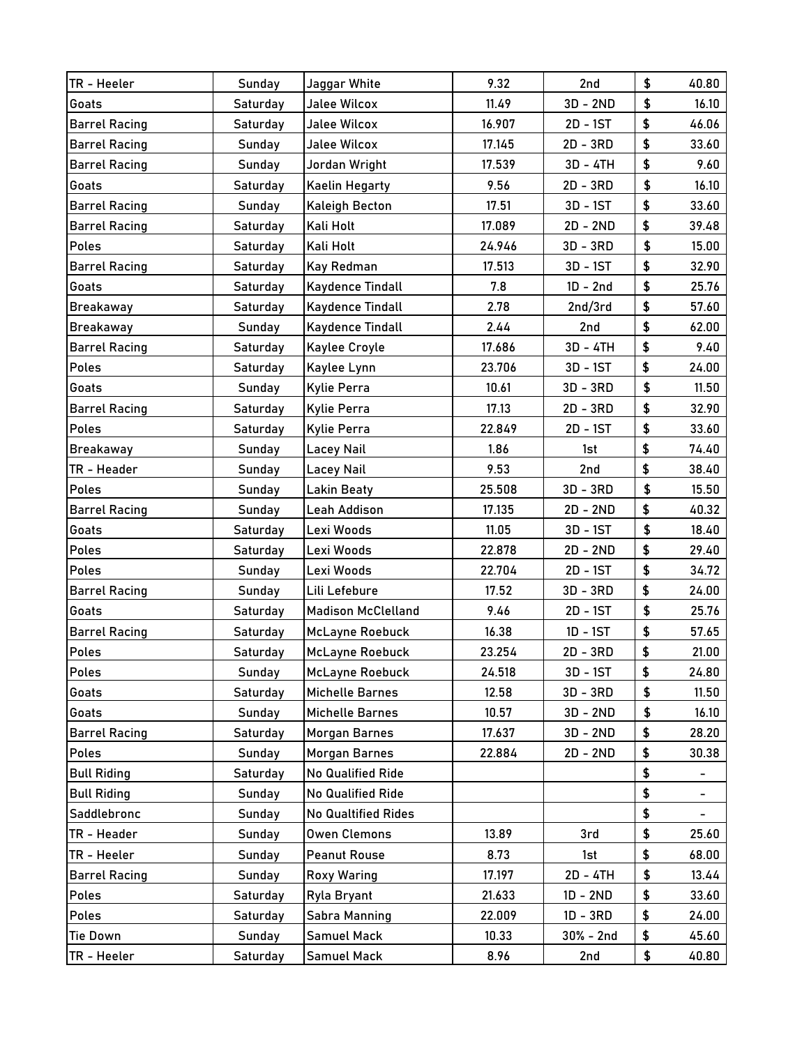| TR - Heeler | Sunday | Jaggar White | 9.32 | 2nd | $ | 40.80 |
|---|---|---|---|---|---|---|
| Goats | Saturday | Jalee Wilcox | 11.49 | 3D - 2ND | $ | 16.10 |
| Barrel Racing | Saturday | Jalee Wilcox | 16.907 | 2D - 1ST | $ | 46.06 |
| Barrel Racing | Sunday | Jalee Wilcox | 17.145 | 2D - 3RD | $ | 33.60 |
| Barrel Racing | Sunday | Jordan Wright | 17.539 | 3D - 4TH | $ | 9.60 |
| Goats | Saturday | Kaelin Hegarty | 9.56 | 2D - 3RD | $ | 16.10 |
| Barrel Racing | Sunday | Kaleigh Becton | 17.51 | 3D - 1ST | $ | 33.60 |
| Barrel Racing | Saturday | Kali Holt | 17.089 | 2D - 2ND | $ | 39.48 |
| Poles | Saturday | Kali Holt | 24.946 | 3D - 3RD | $ | 15.00 |
| Barrel Racing | Saturday | Kay Redman | 17.513 | 3D - 1ST | $ | 32.90 |
| Goats | Saturday | Kaydence Tindall | 7.8 | 1D - 2nd | $ | 25.76 |
| Breakaway | Saturday | Kaydence Tindall | 2.78 | 2nd/3rd | $ | 57.60 |
| Breakaway | Sunday | Kaydence Tindall | 2.44 | 2nd | $ | 62.00 |
| Barrel Racing | Saturday | Kaylee Croyle | 17.686 | 3D - 4TH | $ | 9.40 |
| Poles | Saturday | Kaylee Lynn | 23.706 | 3D - 1ST | $ | 24.00 |
| Goats | Sunday | Kylie Perra | 10.61 | 3D - 3RD | $ | 11.50 |
| Barrel Racing | Saturday | Kylie Perra | 17.13 | 2D - 3RD | $ | 32.90 |
| Poles | Saturday | Kylie Perra | 22.849 | 2D - 1ST | $ | 33.60 |
| Breakaway | Sunday | Lacey Nail | 1.86 | 1st | $ | 74.40 |
| TR - Header | Sunday | Lacey Nail | 9.53 | 2nd | $ | 38.40 |
| Poles | Sunday | Lakin Beaty | 25.508 | 3D - 3RD | $ | 15.50 |
| Barrel Racing | Sunday | Leah Addison | 17.135 | 2D - 2ND | $ | 40.32 |
| Goats | Saturday | Lexi Woods | 11.05 | 3D - 1ST | $ | 18.40 |
| Poles | Saturday | Lexi Woods | 22.878 | 2D - 2ND | $ | 29.40 |
| Poles | Sunday | Lexi Woods | 22.704 | 2D - 1ST | $ | 34.72 |
| Barrel Racing | Sunday | Lili Lefebure | 17.52 | 3D - 3RD | $ | 24.00 |
| Goats | Saturday | Madison McClelland | 9.46 | 2D - 1ST | $ | 25.76 |
| Barrel Racing | Saturday | McLayne Roebuck | 16.38 | 1D - 1ST | $ | 57.65 |
| Poles | Saturday | McLayne Roebuck | 23.254 | 2D - 3RD | $ | 21.00 |
| Poles | Sunday | McLayne Roebuck | 24.518 | 3D - 1ST | $ | 24.80 |
| Goats | Saturday | Michelle Barnes | 12.58 | 3D - 3RD | $ | 11.50 |
| Goats | Sunday | Michelle Barnes | 10.57 | 3D - 2ND | $ | 16.10 |
| Barrel Racing | Saturday | Morgan Barnes | 17.637 | 3D - 2ND | $ | 28.20 |
| Poles | Sunday | Morgan Barnes | 22.884 | 2D - 2ND | $ | 30.38 |
| Bull Riding | Saturday | No Qualified Ride | | | $ | - |
| Bull Riding | Sunday | No Qualified Ride | | | $ | - |
| Saddlebronc | Sunday | No Qualtified Rides | | | $ | - |
| TR - Header | Sunday | Owen Clemons | 13.89 | 3rd | $ | 25.60 |
| TR - Heeler | Sunday | Peanut Rouse | 8.73 | 1st | $ | 68.00 |
| Barrel Racing | Sunday | Roxy Waring | 17.197 | 2D - 4TH | $ | 13.44 |
| Poles | Saturday | Ryla Bryant | 21.633 | 1D - 2ND | $ | 33.60 |
| Poles | Saturday | Sabra Manning | 22.009 | 1D - 3RD | $ | 24.00 |
| Tie Down | Sunday | Samuel Mack | 10.33 | 30% - 2nd | $ | 45.60 |
| TR - Heeler | Saturday | Samuel Mack | 8.96 | 2nd | $ | 40.80 |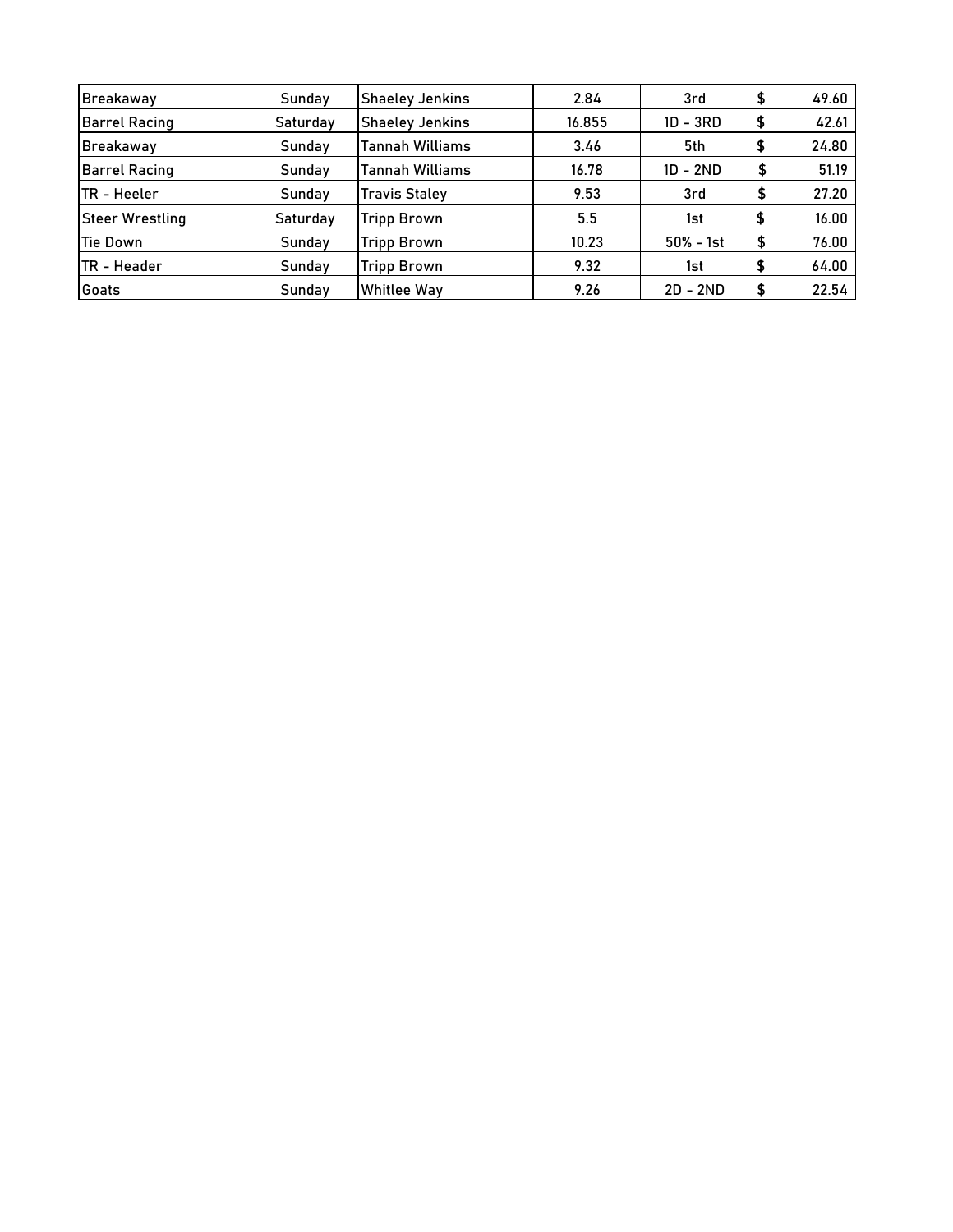| | | | | | |
|---|---|---|---|---|---|
| Breakaway | Sunday | Shaeley Jenkins | 2.84 | 3rd | $ 49.60 |
| Barrel Racing | Saturday | Shaeley Jenkins | 16.855 | 1D - 3RD | $ 42.61 |
| Breakaway | Sunday | Tannah Williams | 3.46 | 5th | $ 24.80 |
| Barrel Racing | Sunday | Tannah Williams | 16.78 | 1D - 2ND | $ 51.19 |
| TR - Heeler | Sunday | Travis Staley | 9.53 | 3rd | $ 27.20 |
| Steer Wrestling | Saturday | Tripp Brown | 5.5 | 1st | $ 16.00 |
| Tie Down | Sunday | Tripp Brown | 10.23 | 50% - 1st | $ 76.00 |
| TR - Header | Sunday | Tripp Brown | 9.32 | 1st | $ 64.00 |
| Goats | Sunday | Whitlee Way | 9.26 | 2D - 2ND | $ 22.54 |